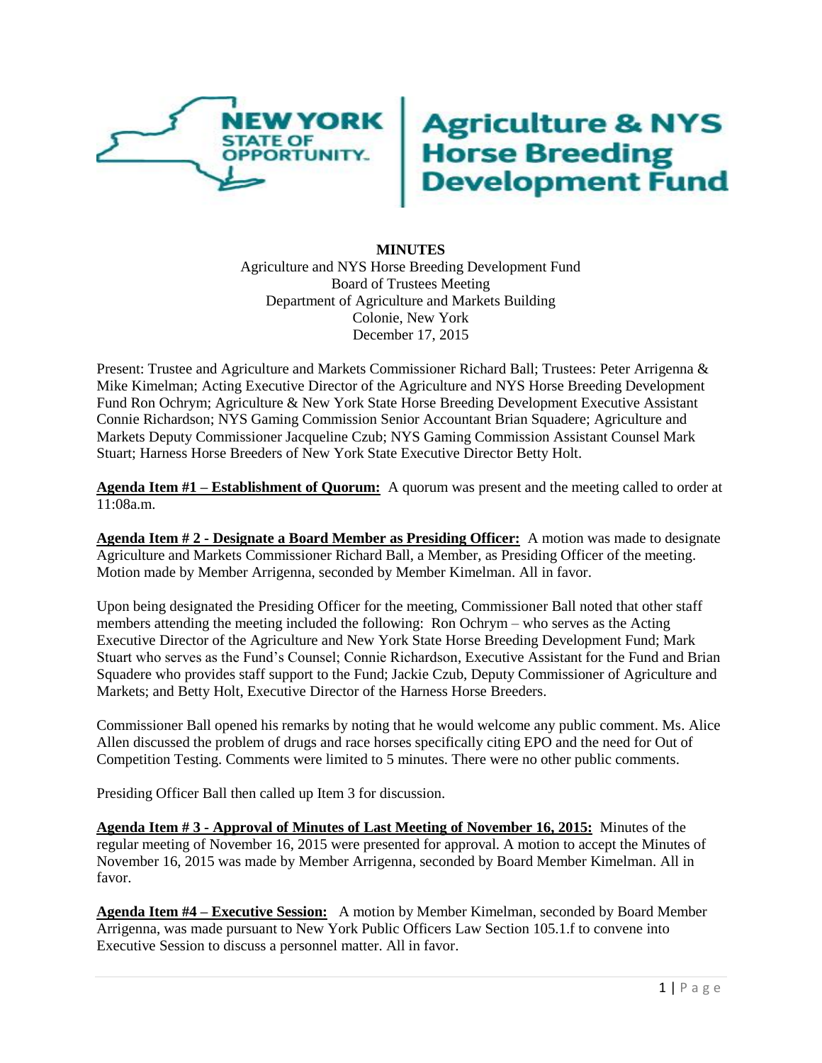**NEW YORK STATE OF OPPORTUNITY.** | **Agriculture & NYS Horse Breeding Development Fund**

**MINUTES**

Agriculture and NYS Horse Breeding Development Fund
Board of Trustees Meeting
Department of Agriculture and Markets Building
Colonie, New York
December 17, 2015

Present: Trustee and Agriculture and Markets Commissioner Richard Ball; Trustees: Peter Arrigenna & Mike Kimelman; Acting Executive Director of the Agriculture and NYS Horse Breeding Development Fund Ron Ochrym; Agriculture & New York State Horse Breeding Development Executive Assistant Connie Richardson; NYS Gaming Commission Senior Accountant Brian Squadere; Agriculture and Markets Deputy Commissioner Jacqueline Czub; NYS Gaming Commission Assistant Counsel Mark Stuart; Harness Horse Breeders of New York State Executive Director Betty Holt.

**Agenda Item #1 – Establishment of Quorum:** A quorum was present and the meeting called to order at 11:08a.m.

**Agenda Item # 2 - Designate a Board Member as Presiding Officer:** A motion was made to designate Agriculture and Markets Commissioner Richard Ball, a Member, as Presiding Officer of the meeting. Motion made by Member Arrigenna, seconded by Member Kimelman. All in favor.

Upon being designated the Presiding Officer for the meeting, Commissioner Ball noted that other staff members attending the meeting included the following: Ron Ochrym – who serves as the Acting Executive Director of the Agriculture and New York State Horse Breeding Development Fund; Mark Stuart who serves as the Fund's Counsel; Connie Richardson, Executive Assistant for the Fund and Brian Squadere who provides staff support to the Fund; Jackie Czub, Deputy Commissioner of Agriculture and Markets; and Betty Holt, Executive Director of the Harness Horse Breeders.

Commissioner Ball opened his remarks by noting that he would welcome any public comment. Ms. Alice Allen discussed the problem of drugs and race horses specifically citing EPO and the need for Out of Competition Testing. Comments were limited to 5 minutes. There were no other public comments.

Presiding Officer Ball then called up Item 3 for discussion.

**Agenda Item # 3 - Approval of Minutes of Last Meeting of November 16, 2015:** Minutes of the regular meeting of November 16, 2015 were presented for approval. A motion to accept the Minutes of November 16, 2015 was made by Member Arrigenna, seconded by Board Member Kimelman. All in favor.

**Agenda Item #4 – Executive Session:** A motion by Member Kimelman, seconded by Board Member Arrigenna, was made pursuant to New York Public Officers Law Section 105.1.f to convene into Executive Session to discuss a personnel matter. All in favor.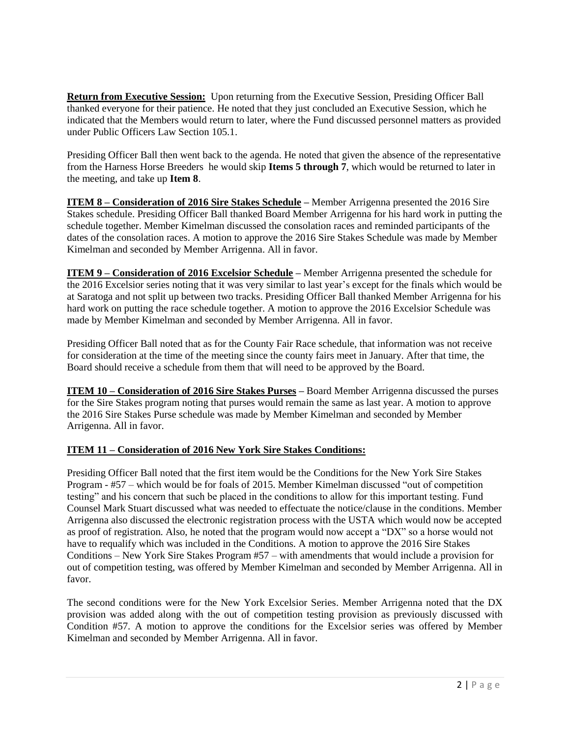**Return from Executive Session:** Upon returning from the Executive Session, Presiding Officer Ball thanked everyone for their patience. He noted that they just concluded an Executive Session, which he indicated that the Members would return to later, where the Fund discussed personnel matters as provided under Public Officers Law Section 105.1.

Presiding Officer Ball then went back to the agenda. He noted that given the absence of the representative from the Harness Horse Breeders he would skip **Items 5 through 7**, which would be returned to later in the meeting, and take up **Item 8**.

**ITEM 8 – Consideration of 2016 Sire Stakes Schedule –** Member Arrigenna presented the 2016 Sire Stakes schedule. Presiding Officer Ball thanked Board Member Arrigenna for his hard work in putting the schedule together. Member Kimelman discussed the consolation races and reminded participants of the dates of the consolation races. A motion to approve the 2016 Sire Stakes Schedule was made by Member Kimelman and seconded by Member Arrigenna. All in favor.

**ITEM 9 – Consideration of 2016 Excelsior Schedule –** Member Arrigenna presented the schedule for the 2016 Excelsior series noting that it was very similar to last year's except for the finals which would be at Saratoga and not split up between two tracks. Presiding Officer Ball thanked Member Arrigenna for his hard work on putting the race schedule together. A motion to approve the 2016 Excelsior Schedule was made by Member Kimelman and seconded by Member Arrigenna. All in favor.

Presiding Officer Ball noted that as for the County Fair Race schedule, that information was not receive for consideration at the time of the meeting since the county fairs meet in January. After that time, the Board should receive a schedule from them that will need to be approved by the Board.

**ITEM 10 – Consideration of 2016 Sire Stakes Purses –** Board Member Arrigenna discussed the purses for the Sire Stakes program noting that purses would remain the same as last year. A motion to approve the 2016 Sire Stakes Purse schedule was made by Member Kimelman and seconded by Member Arrigenna. All in favor.

**ITEM 11 – Consideration of 2016 New York Sire Stakes Conditions:**

Presiding Officer Ball noted that the first item would be the Conditions for the New York Sire Stakes Program - #57 – which would be for foals of 2015. Member Kimelman discussed "out of competition testing" and his concern that such be placed in the conditions to allow for this important testing. Fund Counsel Mark Stuart discussed what was needed to effectuate the notice/clause in the conditions. Member Arrigenna also discussed the electronic registration process with the USTA which would now be accepted as proof of registration. Also, he noted that the program would now accept a "DX" so a horse would not have to requalify which was included in the Conditions. A motion to approve the 2016 Sire Stakes Conditions – New York Sire Stakes Program #57 – with amendments that would include a provision for out of competition testing, was offered by Member Kimelman and seconded by Member Arrigenna. All in favor.

The second conditions were for the New York Excelsior Series. Member Arrigenna noted that the DX provision was added along with the out of competition testing provision as previously discussed with Condition #57. A motion to approve the conditions for the Excelsior series was offered by Member Kimelman and seconded by Member Arrigenna. All in favor.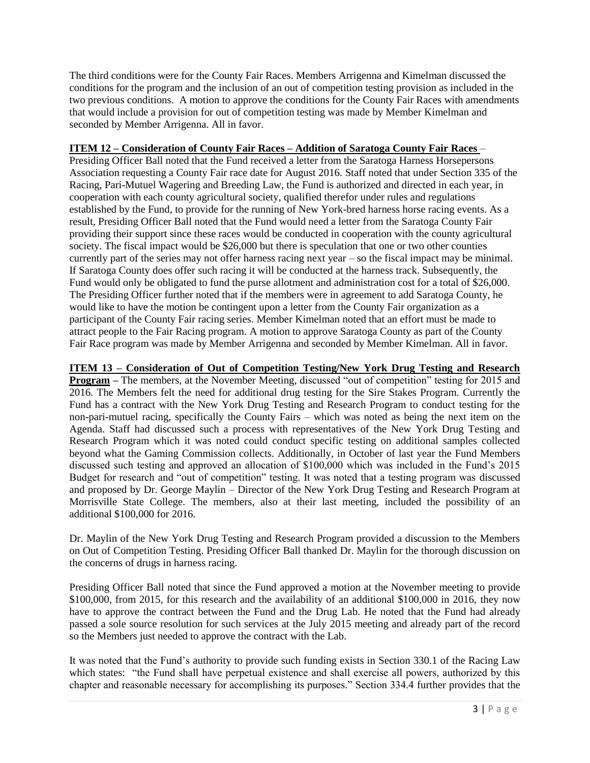The third conditions were for the County Fair Races. Members Arrigenna and Kimelman discussed the conditions for the program and the inclusion of an out of competition testing provision as included in the two previous conditions. A motion to approve the conditions for the County Fair Races with amendments that would include a provision for out of competition testing was made by Member Kimelman and seconded by Member Arrigenna. All in favor.

**ITEM 12 – Consideration of County Fair Races – Addition of Saratoga County Fair Races** – Presiding Officer Ball noted that the Fund received a letter from the Saratoga Harness Horsepersons Association requesting a County Fair race date for August 2016. Staff noted that under Section 335 of the Racing, Pari-Mutuel Wagering and Breeding Law, the Fund is authorized and directed in each year, in cooperation with each county agricultural society, qualified therefor under rules and regulations established by the Fund, to provide for the running of New York-bred harness horse racing events. As a result, Presiding Officer Ball noted that the Fund would need a letter from the Saratoga County Fair providing their support since these races would be conducted in cooperation with the county agricultural society. The fiscal impact would be $26,000 but there is speculation that one or two other counties currently part of the series may not offer harness racing next year – so the fiscal impact may be minimal. If Saratoga County does offer such racing it will be conducted at the harness track. Subsequently, the Fund would only be obligated to fund the purse allotment and administration cost for a total of $26,000. The Presiding Officer further noted that if the members were in agreement to add Saratoga County, he would like to have the motion be contingent upon a letter from the County Fair organization as a participant of the County Fair racing series. Member Kimelman noted that an effort must be made to attract people to the Fair Racing program. A motion to approve Saratoga County as part of the County Fair Race program was made by Member Arrigenna and seconded by Member Kimelman. All in favor.

**ITEM 13 – Consideration of Out of Competition Testing/New York Drug Testing and Research Program** – The members, at the November Meeting, discussed "out of competition" testing for 2015 and 2016. The Members felt the need for additional drug testing for the Sire Stakes Program. Currently the Fund has a contract with the New York Drug Testing and Research Program to conduct testing for the non-pari-mutuel racing, specifically the County Fairs – which was noted as being the next item on the Agenda. Staff had discussed such a process with representatives of the New York Drug Testing and Research Program which it was noted could conduct specific testing on additional samples collected beyond what the Gaming Commission collects. Additionally, in October of last year the Fund Members discussed such testing and approved an allocation of $100,000 which was included in the Fund's 2015 Budget for research and "out of competition" testing. It was noted that a testing program was discussed and proposed by Dr. George Maylin – Director of the New York Drug Testing and Research Program at Morrisville State College. The members, also at their last meeting, included the possibility of an additional $100,000 for 2016.

Dr. Maylin of the New York Drug Testing and Research Program provided a discussion to the Members on Out of Competition Testing. Presiding Officer Ball thanked Dr. Maylin for the thorough discussion on the concerns of drugs in harness racing.

Presiding Officer Ball noted that since the Fund approved a motion at the November meeting to provide $100,000, from 2015, for this research and the availability of an additional $100,000 in 2016, they now have to approve the contract between the Fund and the Drug Lab. He noted that the Fund had already passed a sole source resolution for such services at the July 2015 meeting and already part of the record so the Members just needed to approve the contract with the Lab.

It was noted that the Fund's authority to provide such funding exists in Section 330.1 of the Racing Law which states: "the Fund shall have perpetual existence and shall exercise all powers, authorized by this chapter and reasonable necessary for accomplishing its purposes." Section 334.4 further provides that the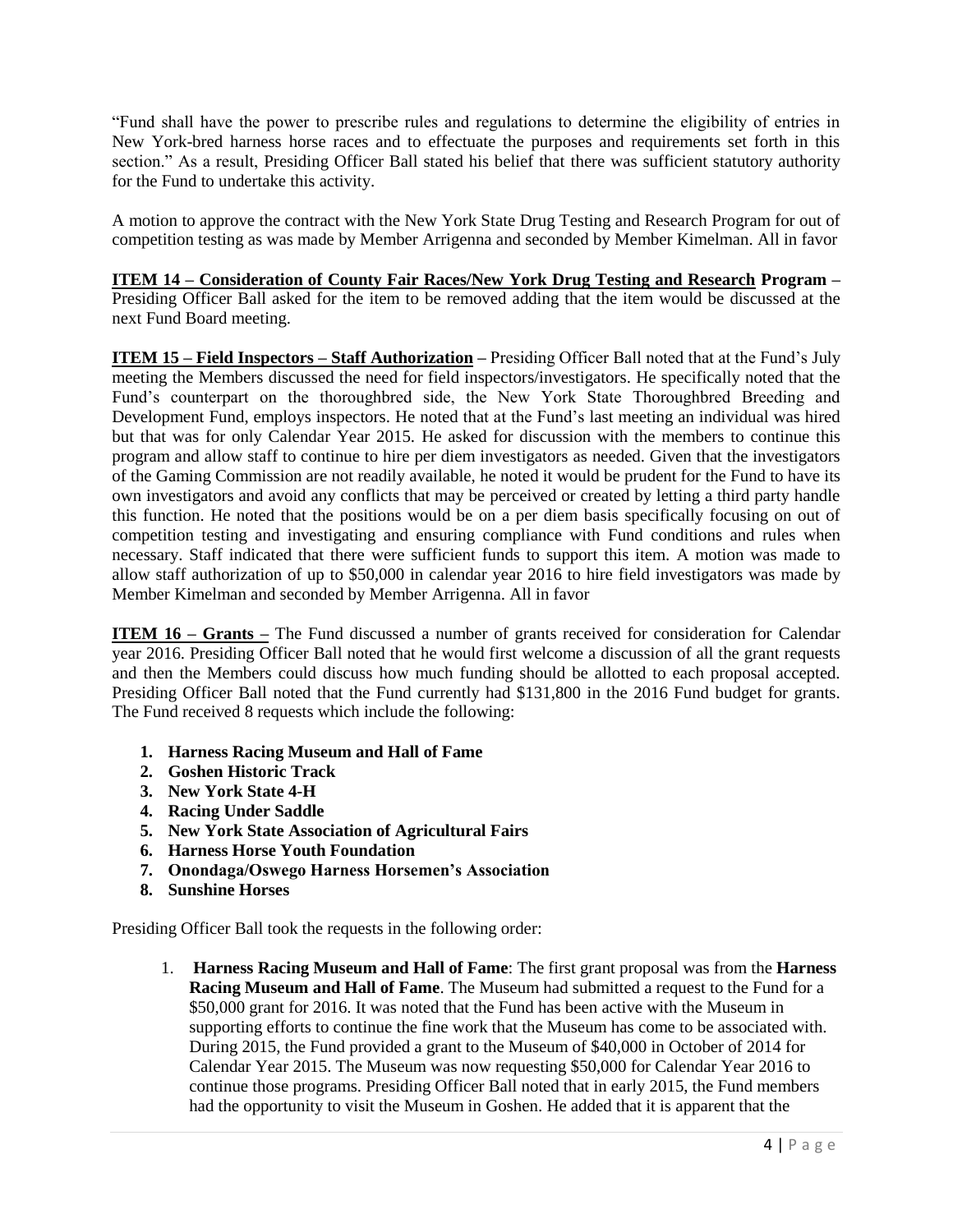"Fund shall have the power to prescribe rules and regulations to determine the eligibility of entries in New York-bred harness horse races and to effectuate the purposes and requirements set forth in this section." As a result, Presiding Officer Ball stated his belief that there was sufficient statutory authority for the Fund to undertake this activity.

A motion to approve the contract with the New York State Drug Testing and Research Program for out of competition testing as was made by Member Arrigenna and seconded by Member Kimelman. All in favor

**ITEM 14 – Consideration of County Fair Races/New York Drug Testing and Research Program –** Presiding Officer Ball asked for the item to be removed adding that the item would be discussed at the next Fund Board meeting.

**ITEM 15 – Field Inspectors – Staff Authorization –** Presiding Officer Ball noted that at the Fund's July meeting the Members discussed the need for field inspectors/investigators. He specifically noted that the Fund's counterpart on the thoroughbred side, the New York State Thoroughbred Breeding and Development Fund, employs inspectors. He noted that at the Fund's last meeting an individual was hired but that was for only Calendar Year 2015. He asked for discussion with the members to continue this program and allow staff to continue to hire per diem investigators as needed. Given that the investigators of the Gaming Commission are not readily available, he noted it would be prudent for the Fund to have its own investigators and avoid any conflicts that may be perceived or created by letting a third party handle this function. He noted that the positions would be on a per diem basis specifically focusing on out of competition testing and investigating and ensuring compliance with Fund conditions and rules when necessary. Staff indicated that there were sufficient funds to support this item. A motion was made to allow staff authorization of up to $50,000 in calendar year 2016 to hire field investigators was made by Member Kimelman and seconded by Member Arrigenna. All in favor

**ITEM 16 – Grants –** The Fund discussed a number of grants received for consideration for Calendar year 2016. Presiding Officer Ball noted that he would first welcome a discussion of all the grant requests and then the Members could discuss how much funding should be allotted to each proposal accepted. Presiding Officer Ball noted that the Fund currently had $131,800 in the 2016 Fund budget for grants. The Fund received 8 requests which include the following:

1. **Harness Racing Museum and Hall of Fame**
2. **Goshen Historic Track**
3. **New York State 4-H**
4. **Racing Under Saddle**
5. **New York State Association of Agricultural Fairs**
6. **Harness Horse Youth Foundation**
7. **Onondaga/Oswego Harness Horsemen's Association**
8. **Sunshine Horses**

Presiding Officer Ball took the requests in the following order:

1. **Harness Racing Museum and Hall of Fame**: The first grant proposal was from the **Harness Racing Museum and Hall of Fame**. The Museum had submitted a request to the Fund for a $50,000 grant for 2016. It was noted that the Fund has been active with the Museum in supporting efforts to continue the fine work that the Museum has come to be associated with. During 2015, the Fund provided a grant to the Museum of $40,000 in October of 2014 for Calendar Year 2015. The Museum was now requesting $50,000 for Calendar Year 2016 to continue those programs. Presiding Officer Ball noted that in early 2015, the Fund members had the opportunity to visit the Museum in Goshen. He added that it is apparent that the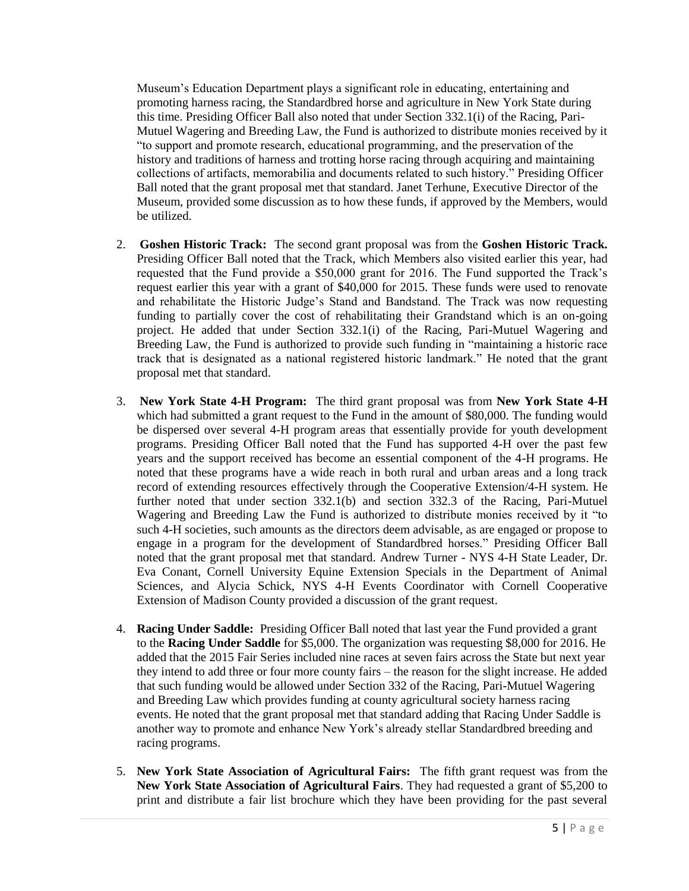Museum's Education Department plays a significant role in educating, entertaining and promoting harness racing, the Standardbred horse and agriculture in New York State during this time. Presiding Officer Ball also noted that under Section 332.1(i) of the Racing, Pari-Mutuel Wagering and Breeding Law, the Fund is authorized to distribute monies received by it "to support and promote research, educational programming, and the preservation of the history and traditions of harness and trotting horse racing through acquiring and maintaining collections of artifacts, memorabilia and documents related to such history." Presiding Officer Ball noted that the grant proposal met that standard. Janet Terhune, Executive Director of the Museum, provided some discussion as to how these funds, if approved by the Members, would be utilized.

2. **Goshen Historic Track:** The second grant proposal was from the **Goshen Historic Track.** Presiding Officer Ball noted that the Track, which Members also visited earlier this year, had requested that the Fund provide a $50,000 grant for 2016. The Fund supported the Track's request earlier this year with a grant of $40,000 for 2015. These funds were used to renovate and rehabilitate the Historic Judge's Stand and Bandstand. The Track was now requesting funding to partially cover the cost of rehabilitating their Grandstand which is an on-going project. He added that under Section 332.1(i) of the Racing, Pari-Mutuel Wagering and Breeding Law, the Fund is authorized to provide such funding in "maintaining a historic race track that is designated as a national registered historic landmark." He noted that the grant proposal met that standard.

3. **New York State 4-H Program:** The third grant proposal was from **New York State 4-H** which had submitted a grant request to the Fund in the amount of $80,000. The funding would be dispersed over several 4-H program areas that essentially provide for youth development programs. Presiding Officer Ball noted that the Fund has supported 4-H over the past few years and the support received has become an essential component of the 4-H programs. He noted that these programs have a wide reach in both rural and urban areas and a long track record of extending resources effectively through the Cooperative Extension/4-H system. He further noted that under section 332.1(b) and section 332.3 of the Racing, Pari-Mutuel Wagering and Breeding Law the Fund is authorized to distribute monies received by it "to such 4-H societies, such amounts as the directors deem advisable, as are engaged or propose to engage in a program for the development of Standardbred horses." Presiding Officer Ball noted that the grant proposal met that standard. Andrew Turner - NYS 4-H State Leader, Dr. Eva Conant, Cornell University Equine Extension Specials in the Department of Animal Sciences, and Alycia Schick, NYS 4-H Events Coordinator with Cornell Cooperative Extension of Madison County provided a discussion of the grant request.

4. **Racing Under Saddle:** Presiding Officer Ball noted that last year the Fund provided a grant to the **Racing Under Saddle** for $5,000. The organization was requesting $8,000 for 2016. He added that the 2015 Fair Series included nine races at seven fairs across the State but next year they intend to add three or four more county fairs – the reason for the slight increase. He added that such funding would be allowed under Section 332 of the Racing, Pari-Mutuel Wagering and Breeding Law which provides funding at county agricultural society harness racing events. He noted that the grant proposal met that standard adding that Racing Under Saddle is another way to promote and enhance New York's already stellar Standardbred breeding and racing programs.

5. **New York State Association of Agricultural Fairs:** The fifth grant request was from the **New York State Association of Agricultural Fairs**. They had requested a grant of $5,200 to print and distribute a fair list brochure which they have been providing for the past several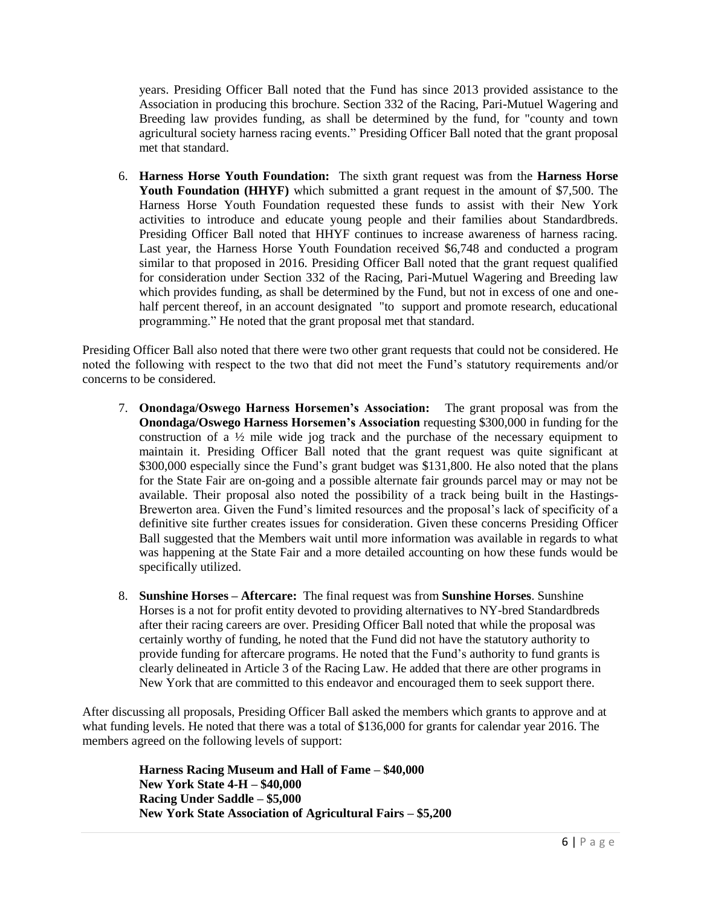years. Presiding Officer Ball noted that the Fund has since 2013 provided assistance to the Association in producing this brochure. Section 332 of the Racing, Pari-Mutuel Wagering and Breeding law provides funding, as shall be determined by the fund, for "county and town agricultural society harness racing events." Presiding Officer Ball noted that the grant proposal met that standard.

6. **Harness Horse Youth Foundation:** The sixth grant request was from the **Harness Horse Youth Foundation (HHYF)** which submitted a grant request in the amount of $7,500. The Harness Horse Youth Foundation requested these funds to assist with their New York activities to introduce and educate young people and their families about Standardbreds. Presiding Officer Ball noted that HHYF continues to increase awareness of harness racing. Last year, the Harness Horse Youth Foundation received $6,748 and conducted a program similar to that proposed in 2016. Presiding Officer Ball noted that the grant request qualified for consideration under Section 332 of the Racing, Pari-Mutuel Wagering and Breeding law which provides funding, as shall be determined by the Fund, but not in excess of one and one-half percent thereof, in an account designated "to support and promote research, educational programming." He noted that the grant proposal met that standard.

Presiding Officer Ball also noted that there were two other grant requests that could not be considered. He noted the following with respect to the two that did not meet the Fund's statutory requirements and/or concerns to be considered.

7. **Onondaga/Oswego Harness Horsemen's Association:** The grant proposal was from the **Onondaga/Oswego Harness Horsemen's Association** requesting $300,000 in funding for the construction of a ½ mile wide jog track and the purchase of the necessary equipment to maintain it. Presiding Officer Ball noted that the grant request was quite significant at $300,000 especially since the Fund's grant budget was $131,800. He also noted that the plans for the State Fair are on-going and a possible alternate fair grounds parcel may or may not be available. Their proposal also noted the possibility of a track being built in the Hastings-Brewerton area. Given the Fund's limited resources and the proposal's lack of specificity of a definitive site further creates issues for consideration. Given these concerns Presiding Officer Ball suggested that the Members wait until more information was available in regards to what was happening at the State Fair and a more detailed accounting on how these funds would be specifically utilized.

8. **Sunshine Horses – Aftercare:** The final request was from **Sunshine Horses**. Sunshine Horses is a not for profit entity devoted to providing alternatives to NY-bred Standardbreds after their racing careers are over. Presiding Officer Ball noted that while the proposal was certainly worthy of funding, he noted that the Fund did not have the statutory authority to provide funding for aftercare programs. He noted that the Fund's authority to fund grants is clearly delineated in Article 3 of the Racing Law. He added that there are other programs in New York that are committed to this endeavor and encouraged them to seek support there.

After discussing all proposals, Presiding Officer Ball asked the members which grants to approve and at what funding levels. He noted that there was a total of $136,000 for grants for calendar year 2016. The members agreed on the following levels of support:

**Harness Racing Museum and Hall of Fame – $40,000**
**New York State 4-H – $40,000**
**Racing Under Saddle – $5,000**
**New York State Association of Agricultural Fairs – $5,200**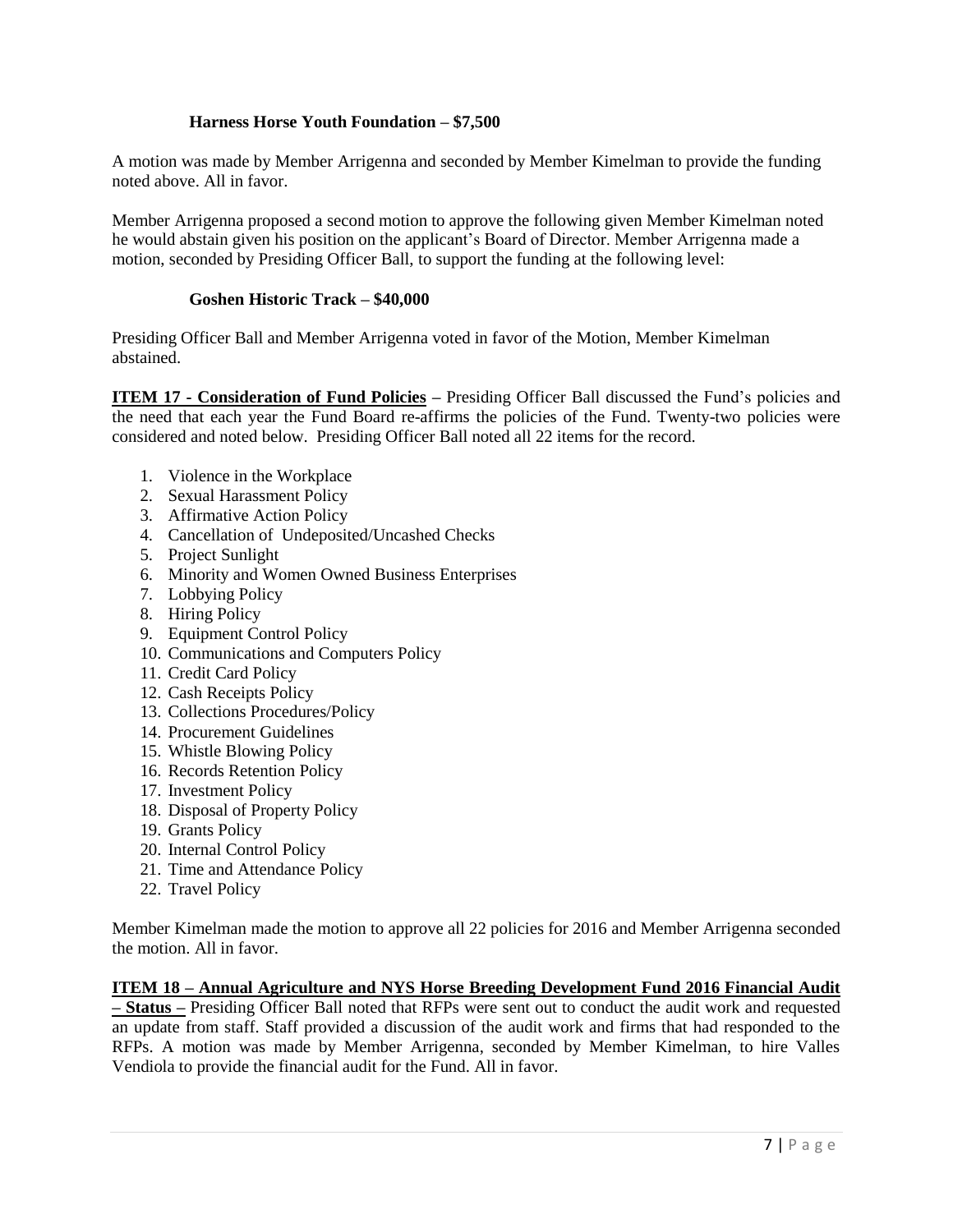**Harness Horse Youth Foundation – $7,500**

A motion was made by Member Arrigenna and seconded by Member Kimelman to provide the funding noted above. All in favor.

Member Arrigenna proposed a second motion to approve the following given Member Kimelman noted he would abstain given his position on the applicant's Board of Director. Member Arrigenna made a motion, seconded by Presiding Officer Ball, to support the funding at the following level:

**Goshen Historic Track – $40,000**

Presiding Officer Ball and Member Arrigenna voted in favor of the Motion, Member Kimelman abstained.

**ITEM 17 - Consideration of Fund Policies** – Presiding Officer Ball discussed the Fund's policies and the need that each year the Fund Board re-affirms the policies of the Fund. Twenty-two policies were considered and noted below. Presiding Officer Ball noted all 22 items for the record.

1. Violence in the Workplace
2. Sexual Harassment Policy
3. Affirmative Action Policy
4. Cancellation of Undeposited/Uncashed Checks
5. Project Sunlight
6. Minority and Women Owned Business Enterprises
7. Lobbying Policy
8. Hiring Policy
9. Equipment Control Policy
10. Communications and Computers Policy
11. Credit Card Policy
12. Cash Receipts Policy
13. Collections Procedures/Policy
14. Procurement Guidelines
15. Whistle Blowing Policy
16. Records Retention Policy
17. Investment Policy
18. Disposal of Property Policy
19. Grants Policy
20. Internal Control Policy
21. Time and Attendance Policy
22. Travel Policy

Member Kimelman made the motion to approve all 22 policies for 2016 and Member Arrigenna seconded the motion. All in favor.

**ITEM 18 – Annual Agriculture and NYS Horse Breeding Development Fund 2016 Financial Audit – Status –** Presiding Officer Ball noted that RFPs were sent out to conduct the audit work and requested an update from staff. Staff provided a discussion of the audit work and firms that had responded to the RFPs. A motion was made by Member Arrigenna, seconded by Member Kimelman, to hire Valles Vendiola to provide the financial audit for the Fund. All in favor.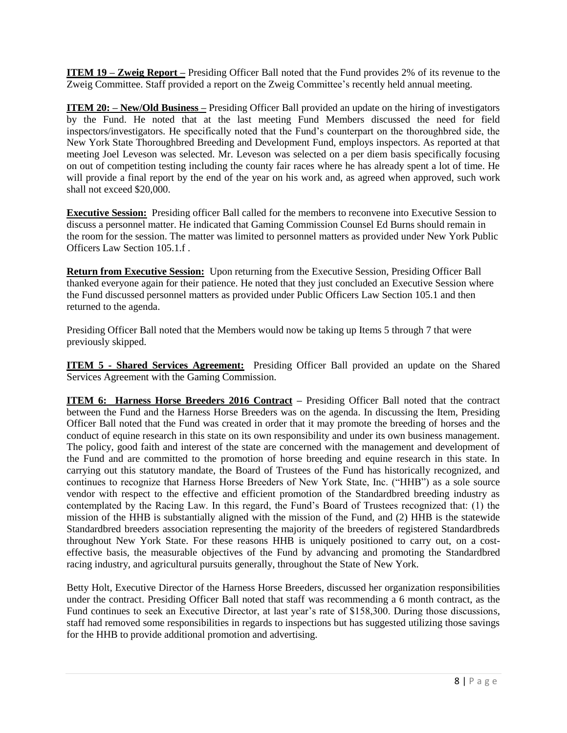**ITEM 19 – Zweig Report –** Presiding Officer Ball noted that the Fund provides 2% of its revenue to the Zweig Committee. Staff provided a report on the Zweig Committee's recently held annual meeting.

**ITEM 20: – New/Old Business –** Presiding Officer Ball provided an update on the hiring of investigators by the Fund. He noted that at the last meeting Fund Members discussed the need for field inspectors/investigators. He specifically noted that the Fund's counterpart on the thoroughbred side, the New York State Thoroughbred Breeding and Development Fund, employs inspectors. As reported at that meeting Joel Leveson was selected. Mr. Leveson was selected on a per diem basis specifically focusing on out of competition testing including the county fair races where he has already spent a lot of time. He will provide a final report by the end of the year on his work and, as agreed when approved, such work shall not exceed $20,000.

**Executive Session:** Presiding officer Ball called for the members to reconvene into Executive Session to discuss a personnel matter. He indicated that Gaming Commission Counsel Ed Burns should remain in the room for the session. The matter was limited to personnel matters as provided under New York Public Officers Law Section 105.1.f .

**Return from Executive Session:** Upon returning from the Executive Session, Presiding Officer Ball thanked everyone again for their patience. He noted that they just concluded an Executive Session where the Fund discussed personnel matters as provided under Public Officers Law Section 105.1 and then returned to the agenda.

Presiding Officer Ball noted that the Members would now be taking up Items 5 through 7 that were previously skipped.

**ITEM 5 - Shared Services Agreement:** Presiding Officer Ball provided an update on the Shared Services Agreement with the Gaming Commission.

**ITEM 6: Harness Horse Breeders 2016 Contract –** Presiding Officer Ball noted that the contract between the Fund and the Harness Horse Breeders was on the agenda. In discussing the Item, Presiding Officer Ball noted that the Fund was created in order that it may promote the breeding of horses and the conduct of equine research in this state on its own responsibility and under its own business management. The policy, good faith and interest of the state are concerned with the management and development of the Fund and are committed to the promotion of horse breeding and equine research in this state. In carrying out this statutory mandate, the Board of Trustees of the Fund has historically recognized, and continues to recognize that Harness Horse Breeders of New York State, Inc. ("HHB") as a sole source vendor with respect to the effective and efficient promotion of the Standardbred breeding industry as contemplated by the Racing Law. In this regard, the Fund's Board of Trustees recognized that: (1) the mission of the HHB is substantially aligned with the mission of the Fund, and (2) HHB is the statewide Standardbred breeders association representing the majority of the breeders of registered Standardbreds throughout New York State. For these reasons HHB is uniquely positioned to carry out, on a cost-effective basis, the measurable objectives of the Fund by advancing and promoting the Standardbred racing industry, and agricultural pursuits generally, throughout the State of New York.

Betty Holt, Executive Director of the Harness Horse Breeders, discussed her organization responsibilities under the contract. Presiding Officer Ball noted that staff was recommending a 6 month contract, as the Fund continues to seek an Executive Director, at last year's rate of $158,300. During those discussions, staff had removed some responsibilities in regards to inspections but has suggested utilizing those savings for the HHB to provide additional promotion and advertising.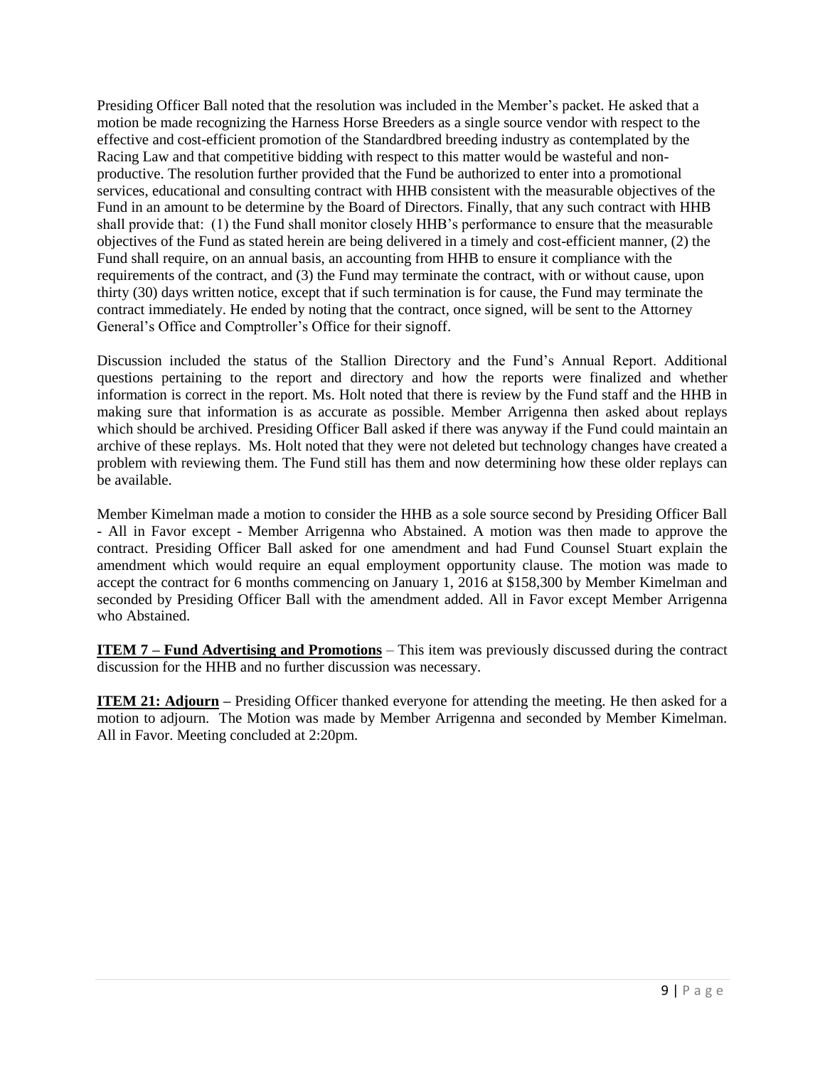Presiding Officer Ball noted that the resolution was included in the Member's packet. He asked that a motion be made recognizing the Harness Horse Breeders as a single source vendor with respect to the effective and cost-efficient promotion of the Standardbred breeding industry as contemplated by the Racing Law and that competitive bidding with respect to this matter would be wasteful and non-productive. The resolution further provided that the Fund be authorized to enter into a promotional services, educational and consulting contract with HHB consistent with the measurable objectives of the Fund in an amount to be determine by the Board of Directors. Finally, that any such contract with HHB shall provide that: (1) the Fund shall monitor closely HHB's performance to ensure that the measurable objectives of the Fund as stated herein are being delivered in a timely and cost-efficient manner, (2) the Fund shall require, on an annual basis, an accounting from HHB to ensure it compliance with the requirements of the contract, and (3) the Fund may terminate the contract, with or without cause, upon thirty (30) days written notice, except that if such termination is for cause, the Fund may terminate the contract immediately. He ended by noting that the contract, once signed, will be sent to the Attorney General's Office and Comptroller's Office for their signoff.

Discussion included the status of the Stallion Directory and the Fund's Annual Report. Additional questions pertaining to the report and directory and how the reports were finalized and whether information is correct in the report. Ms. Holt noted that there is review by the Fund staff and the HHB in making sure that information is as accurate as possible. Member Arrigenna then asked about replays which should be archived. Presiding Officer Ball asked if there was anyway if the Fund could maintain an archive of these replays. Ms. Holt noted that they were not deleted but technology changes have created a problem with reviewing them. The Fund still has them and now determining how these older replays can be available.

Member Kimelman made a motion to consider the HHB as a sole source second by Presiding Officer Ball - All in Favor except - Member Arrigenna who Abstained. A motion was then made to approve the contract. Presiding Officer Ball asked for one amendment and had Fund Counsel Stuart explain the amendment which would require an equal employment opportunity clause. The motion was made to accept the contract for 6 months commencing on January 1, 2016 at $158,300 by Member Kimelman and seconded by Presiding Officer Ball with the amendment added. All in Favor except Member Arrigenna who Abstained.

**ITEM 7 – Fund Advertising and Promotions** – This item was previously discussed during the contract discussion for the HHB and no further discussion was necessary.

**ITEM 21: Adjourn –** Presiding Officer thanked everyone for attending the meeting. He then asked for a motion to adjourn. The Motion was made by Member Arrigenna and seconded by Member Kimelman. All in Favor. Meeting concluded at 2:20pm.